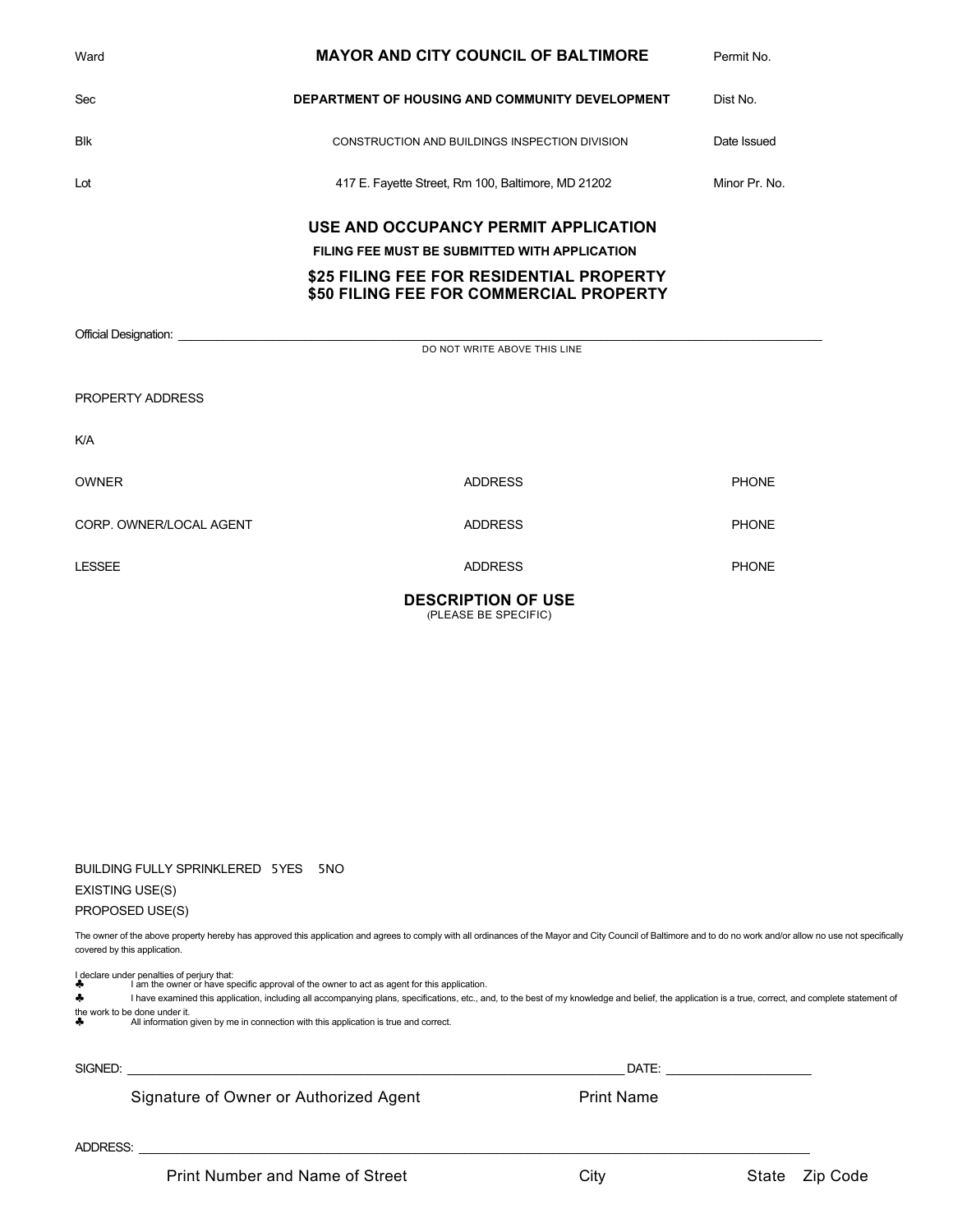| Ward | **MAYOR AND CITY COUNCIL OF BALTIMORE** | Permit No. |
|---|---|---|
| Sec | **DEPARTMENT OF HOUSING AND COMMUNITY DEVELOPMENT** | Dist No. |
| Blk | CONSTRUCTION AND BUILDINGS INSPECTION DIVISION | Date Issued |
| Lot | 417 E. Fayette Street, Rm 100, Baltimore, MD 21202 | Minor Pr. No. |

# USE AND OCCUPANCY PERMIT APPLICATION

**FILING FEE MUST BE SUBMITTED WITH APPLICATION**

**$25 FILING FEE FOR RESIDENTIAL PROPERTY**
**$50 FILING FEE FOR COMMERCIAL PROPERTY**

Official Designation: ______________________________________________

DO NOT WRITE ABOVE THIS LINE

PROPERTY ADDRESS

K/A

| OWNER | ADDRESS | PHONE |
|---|---|---|
| CORP. OWNER/LOCAL AGENT | ADDRESS | PHONE |
| LESSEE | ADDRESS | PHONE |

## DESCRIPTION OF USE

(PLEASE BE SPECIFIC)

BUILDING FULLY SPRINKLERED 5YES 5NO

EXISTING USE(S)

PROPOSED USE(S)

The owner of the above property hereby has approved this application and agrees to comply with all ordinances of the Mayor and City Council of Baltimore and to do no work and/or allow no use not specifically covered by this application.

I declare under penalties of perjury that:

- ♣ I am the owner or have specific approval of the owner to act as agent for this application.
- ♣ I have examined this application, including all accompanying plans, specifications, etc., and, to the best of my knowledge and belief, the application is a true, correct, and complete statement of the work to be done under it.
- ♣ All information given by me in connection with this application is true and correct.

SIGNED: ______________________________________________ DATE: ____________________

Signature of Owner or Authorized Agent    Print Name

ADDRESS: ______________________________________________

Print Number and Name of Street    City    State    Zip Code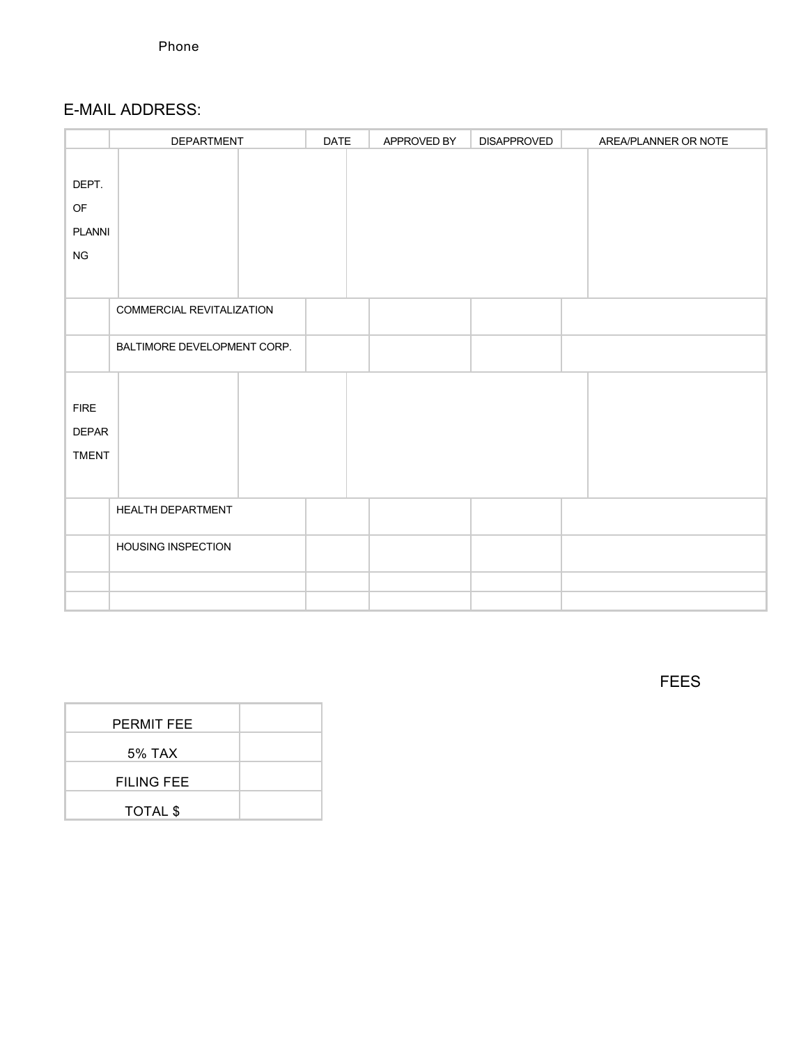Phone

E-MAIL ADDRESS:

| | DEPARTMENT | DATE | APPROVED BY | DISAPPROVED | AREA/PLANNER OR NOTE |
|---|---|---|---|---|---|
| DEPT. OF PLANNING | | | | | |
| | COMMERCIAL REVITALIZATION | | | | |
| | BALTIMORE DEVELOPMENT CORP. | | | | |
| FIRE DEPARTMENT | | | | | |
| | HEALTH DEPARTMENT | | | | |
| | HOUSING INSPECTION | | | | |
| | | | | | |
| | | | | | |

FEES

| PERMIT FEE | |
|---|---|
| 5% TAX | |
| FILING FEE | |
| TOTAL $ | |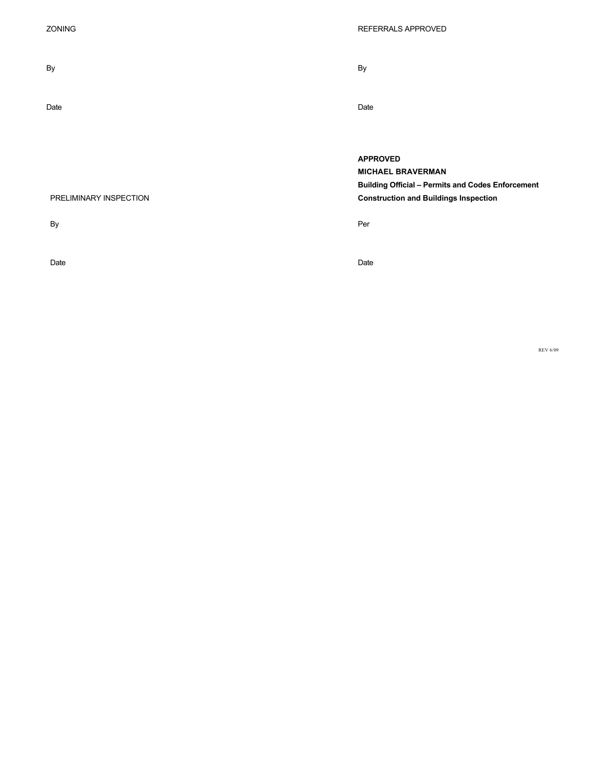ZONING

By

Date

REFERRALS APPROVED

By

Date

PRELIMINARY INSPECTION

By

Date

**APPROVED**
**MICHAEL BRAVERMAN**
**Building Official – Permits and Codes Enforcement**
**Construction and Buildings Inspection**

Per

Date

REV 6/09